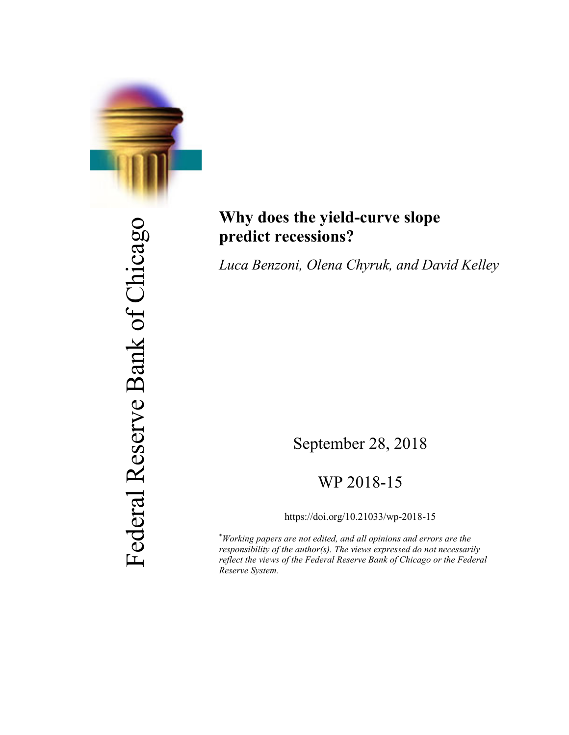Federal Reserve Bank of Chicago

# Why does the yield-curve slope predict recessions?

*Luca Benzoni, Olena Chyruk, and David Kelley*

September 28, 2018

WP 2018-15

https://doi.org/10.21033/wp-2018-15

[*] *Working papers are not edited, and all opinions and errors are the responsibility of the author(s). The views expressed do not necessarily reflect the views of the Federal Reserve Bank of Chicago or the Federal Reserve System.*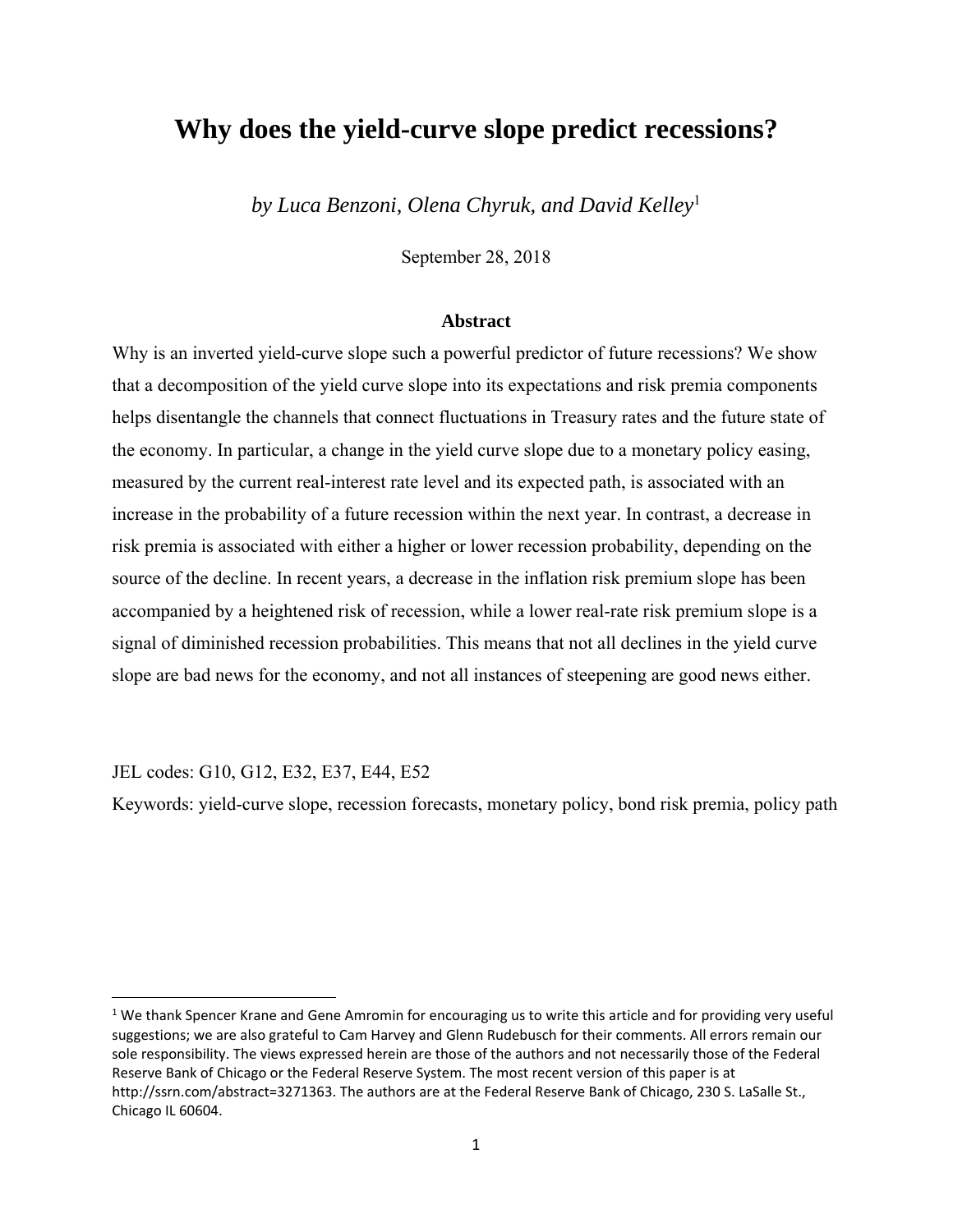# Why does the yield-curve slope predict recessions?

*by Luca Benzoni, Olena Chyruk, and David Kelley*[1]

September 28, 2018

### Abstract

Why is an inverted yield-curve slope such a powerful predictor of future recessions? We show that a decomposition of the yield curve slope into its expectations and risk premia components helps disentangle the channels that connect fluctuations in Treasury rates and the future state of the economy. In particular, a change in the yield curve slope due to a monetary policy easing, measured by the current real-interest rate level and its expected path, is associated with an increase in the probability of a future recession within the next year. In contrast, a decrease in risk premia is associated with either a higher or lower recession probability, depending on the source of the decline. In recent years, a decrease in the inflation risk premium slope has been accompanied by a heightened risk of recession, while a lower real-rate risk premium slope is a signal of diminished recession probabilities. This means that not all declines in the yield curve slope are bad news for the economy, and not all instances of steepening are good news either.

JEL codes: G10, G12, E32, E37, E44, E52

Keywords: yield-curve slope, recession forecasts, monetary policy, bond risk premia, policy path

---

[1] We thank Spencer Krane and Gene Amromin for encouraging us to write this article and for providing very useful suggestions; we are also grateful to Cam Harvey and Glenn Rudebusch for their comments. All errors remain our sole responsibility. The views expressed herein are those of the authors and not necessarily those of the Federal Reserve Bank of Chicago or the Federal Reserve System. The most recent version of this paper is at http://ssrn.com/abstract=3271363. The authors are at the Federal Reserve Bank of Chicago, 230 S. LaSalle St., Chicago IL 60604.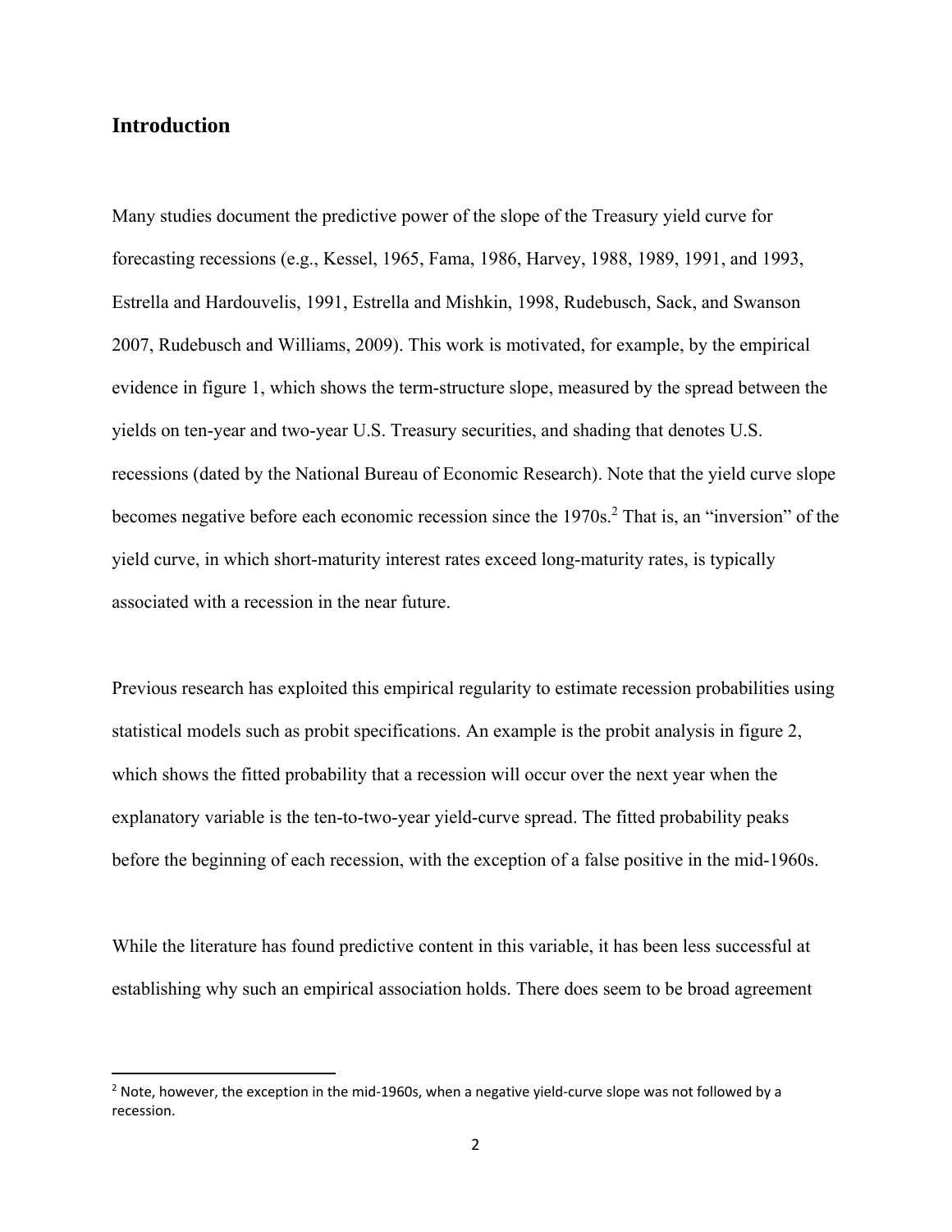## Introduction

Many studies document the predictive power of the slope of the Treasury yield curve for forecasting recessions (e.g., Kessel, 1965, Fama, 1986, Harvey, 1988, 1989, 1991, and 1993, Estrella and Hardouvelis, 1991, Estrella and Mishkin, 1998, Rudebusch, Sack, and Swanson 2007, Rudebusch and Williams, 2009). This work is motivated, for example, by the empirical evidence in figure 1, which shows the term-structure slope, measured by the spread between the yields on ten-year and two-year U.S. Treasury securities, and shading that denotes U.S. recessions (dated by the National Bureau of Economic Research). Note that the yield curve slope becomes negative before each economic recession since the 1970s.[2] That is, an "inversion" of the yield curve, in which short-maturity interest rates exceed long-maturity rates, is typically associated with a recession in the near future.

Previous research has exploited this empirical regularity to estimate recession probabilities using statistical models such as probit specifications. An example is the probit analysis in figure 2, which shows the fitted probability that a recession will occur over the next year when the explanatory variable is the ten-to-two-year yield-curve spread. The fitted probability peaks before the beginning of each recession, with the exception of a false positive in the mid-1960s.

While the literature has found predictive content in this variable, it has been less successful at establishing why such an empirical association holds. There does seem to be broad agreement

---

[2] Note, however, the exception in the mid-1960s, when a negative yield-curve slope was not followed by a recession.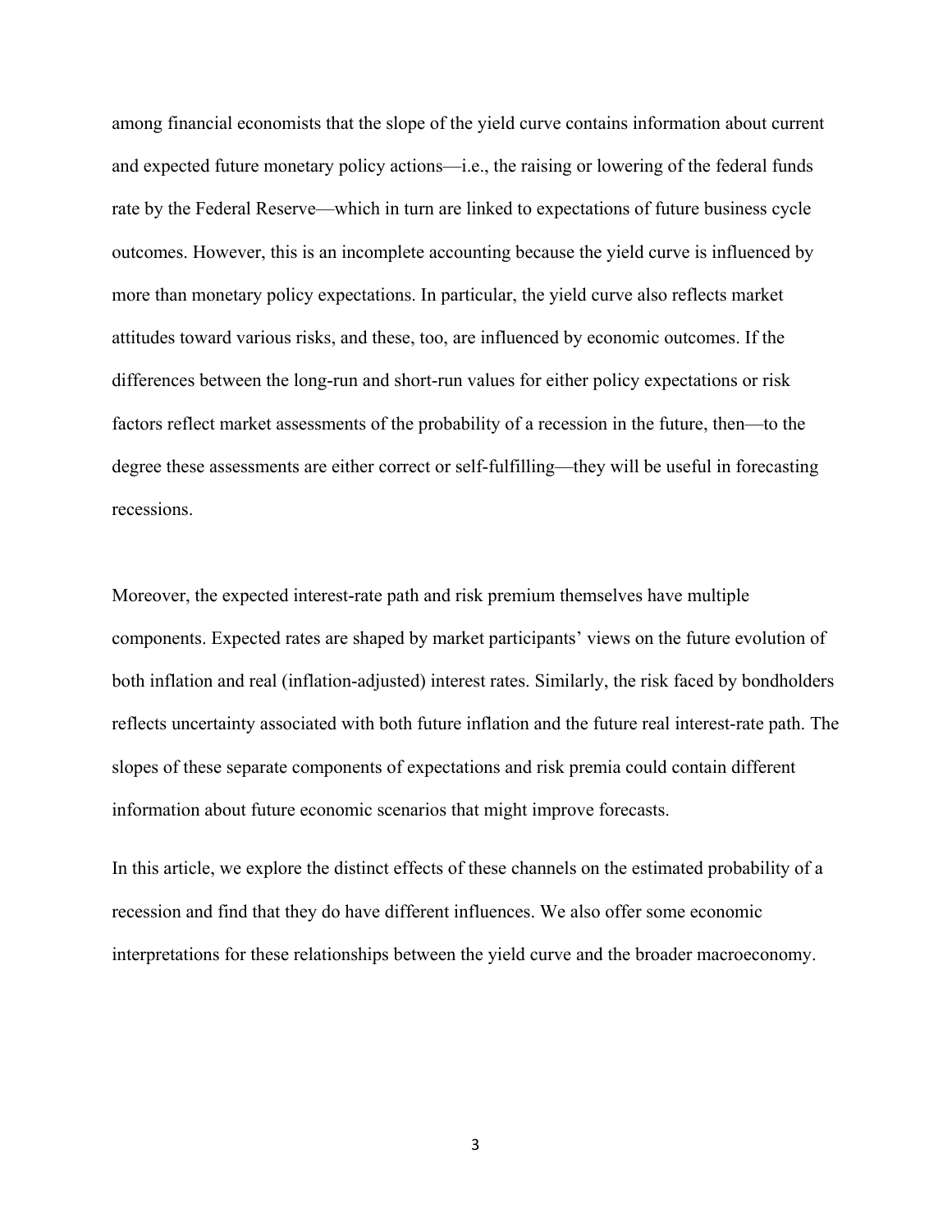among financial economists that the slope of the yield curve contains information about current and expected future monetary policy actions—i.e., the raising or lowering of the federal funds rate by the Federal Reserve—which in turn are linked to expectations of future business cycle outcomes. However, this is an incomplete accounting because the yield curve is influenced by more than monetary policy expectations. In particular, the yield curve also reflects market attitudes toward various risks, and these, too, are influenced by economic outcomes. If the differences between the long-run and short-run values for either policy expectations or risk factors reflect market assessments of the probability of a recession in the future, then—to the degree these assessments are either correct or self-fulfilling—they will be useful in forecasting recessions.

Moreover, the expected interest-rate path and risk premium themselves have multiple components. Expected rates are shaped by market participants' views on the future evolution of both inflation and real (inflation-adjusted) interest rates. Similarly, the risk faced by bondholders reflects uncertainty associated with both future inflation and the future real interest-rate path. The slopes of these separate components of expectations and risk premia could contain different information about future economic scenarios that might improve forecasts.

In this article, we explore the distinct effects of these channels on the estimated probability of a recession and find that they do have different influences. We also offer some economic interpretations for these relationships between the yield curve and the broader macroeconomy.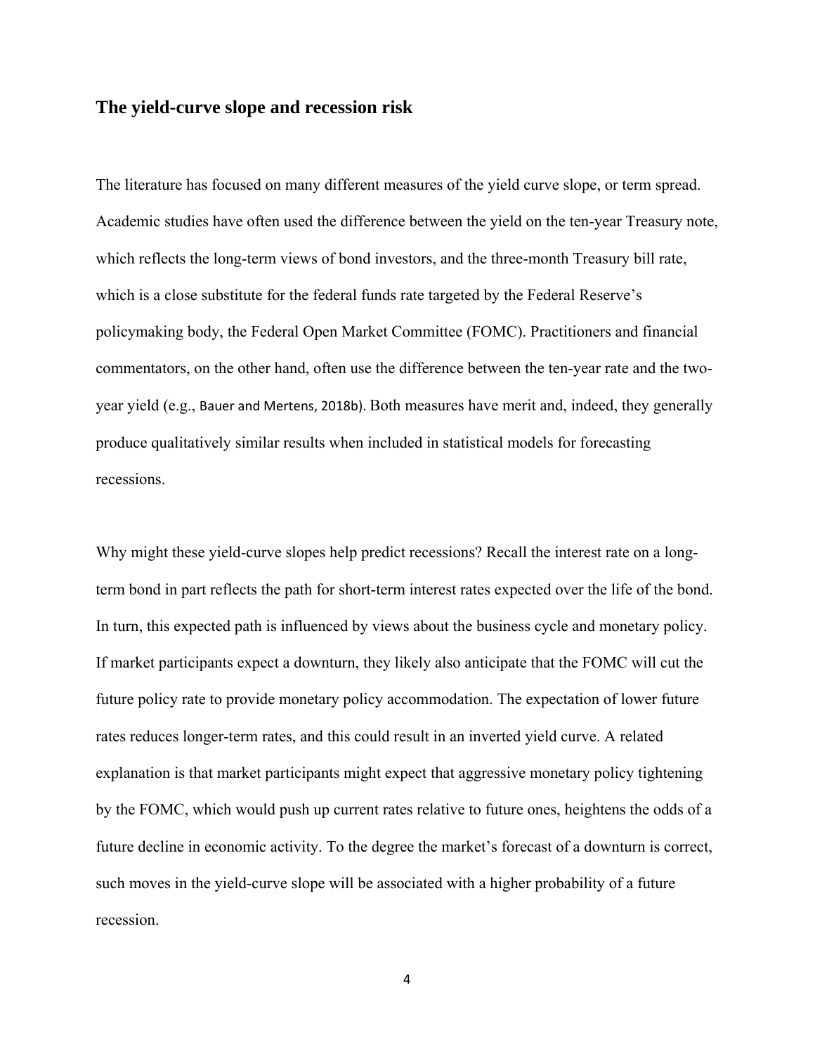## The yield-curve slope and recession risk

The literature has focused on many different measures of the yield curve slope, or term spread. Academic studies have often used the difference between the yield on the ten-year Treasury note, which reflects the long-term views of bond investors, and the three-month Treasury bill rate, which is a close substitute for the federal funds rate targeted by the Federal Reserve's policymaking body, the Federal Open Market Committee (FOMC). Practitioners and financial commentators, on the other hand, often use the difference between the ten-year rate and the two-year yield (e.g., Bauer and Mertens, 2018b). Both measures have merit and, indeed, they generally produce qualitatively similar results when included in statistical models for forecasting recessions.

Why might these yield-curve slopes help predict recessions? Recall the interest rate on a long-term bond in part reflects the path for short-term interest rates expected over the life of the bond. In turn, this expected path is influenced by views about the business cycle and monetary policy. If market participants expect a downturn, they likely also anticipate that the FOMC will cut the future policy rate to provide monetary policy accommodation. The expectation of lower future rates reduces longer-term rates, and this could result in an inverted yield curve. A related explanation is that market participants might expect that aggressive monetary policy tightening by the FOMC, which would push up current rates relative to future ones, heightens the odds of a future decline in economic activity. To the degree the market's forecast of a downturn is correct, such moves in the yield-curve slope will be associated with a higher probability of a future recession.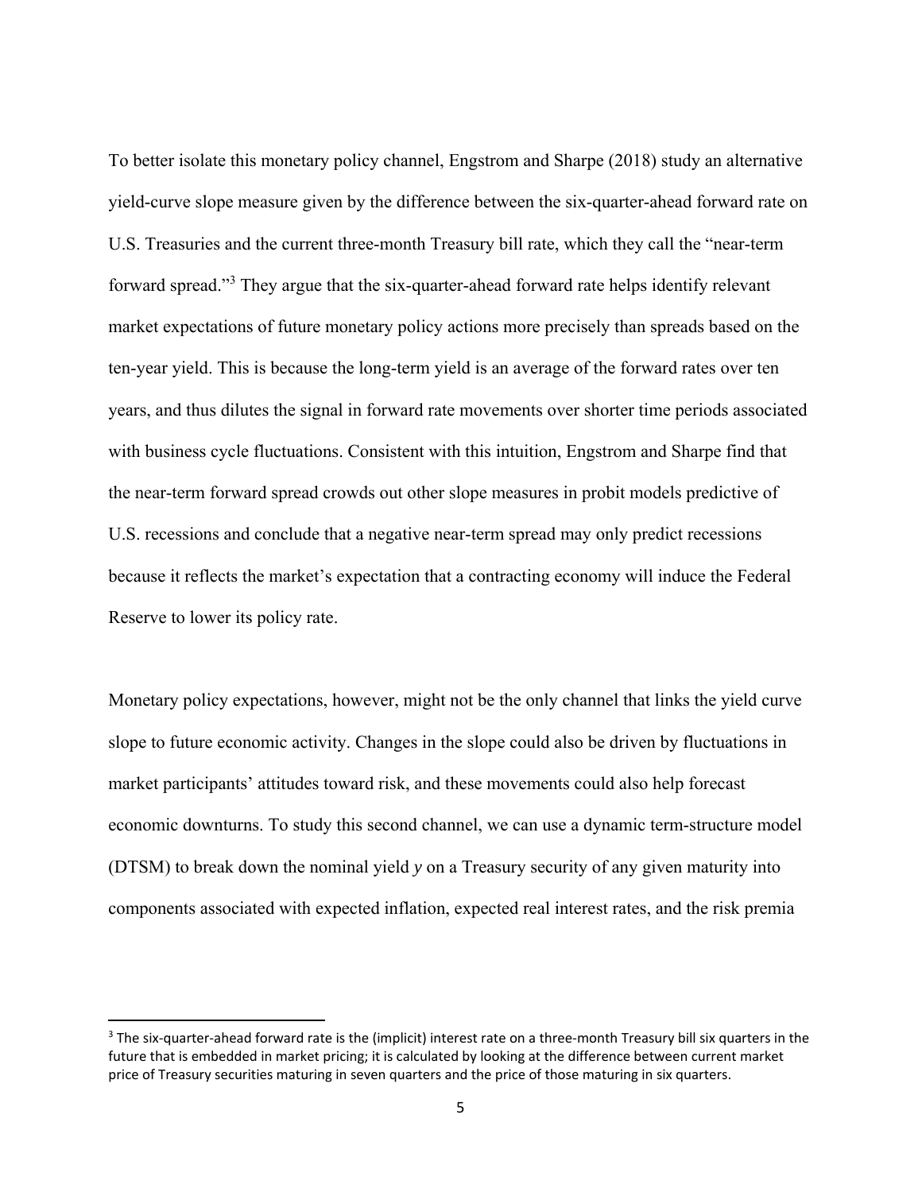To better isolate this monetary policy channel, Engstrom and Sharpe (2018) study an alternative yield-curve slope measure given by the difference between the six-quarter-ahead forward rate on U.S. Treasuries and the current three-month Treasury bill rate, which they call the "near-term forward spread."[3] They argue that the six-quarter-ahead forward rate helps identify relevant market expectations of future monetary policy actions more precisely than spreads based on the ten-year yield. This is because the long-term yield is an average of the forward rates over ten years, and thus dilutes the signal in forward rate movements over shorter time periods associated with business cycle fluctuations. Consistent with this intuition, Engstrom and Sharpe find that the near-term forward spread crowds out other slope measures in probit models predictive of U.S. recessions and conclude that a negative near-term spread may only predict recessions because it reflects the market's expectation that a contracting economy will induce the Federal Reserve to lower its policy rate.

Monetary policy expectations, however, might not be the only channel that links the yield curve slope to future economic activity. Changes in the slope could also be driven by fluctuations in market participants' attitudes toward risk, and these movements could also help forecast economic downturns. To study this second channel, we can use a dynamic term-structure model (DTSM) to break down the nominal yield $y$ on a Treasury security of any given maturity into components associated with expected inflation, expected real interest rates, and the risk premia

[3] The six-quarter-ahead forward rate is the (implicit) interest rate on a three-month Treasury bill six quarters in the future that is embedded in market pricing; it is calculated by looking at the difference between current market price of Treasury securities maturing in seven quarters and the price of those maturing in six quarters.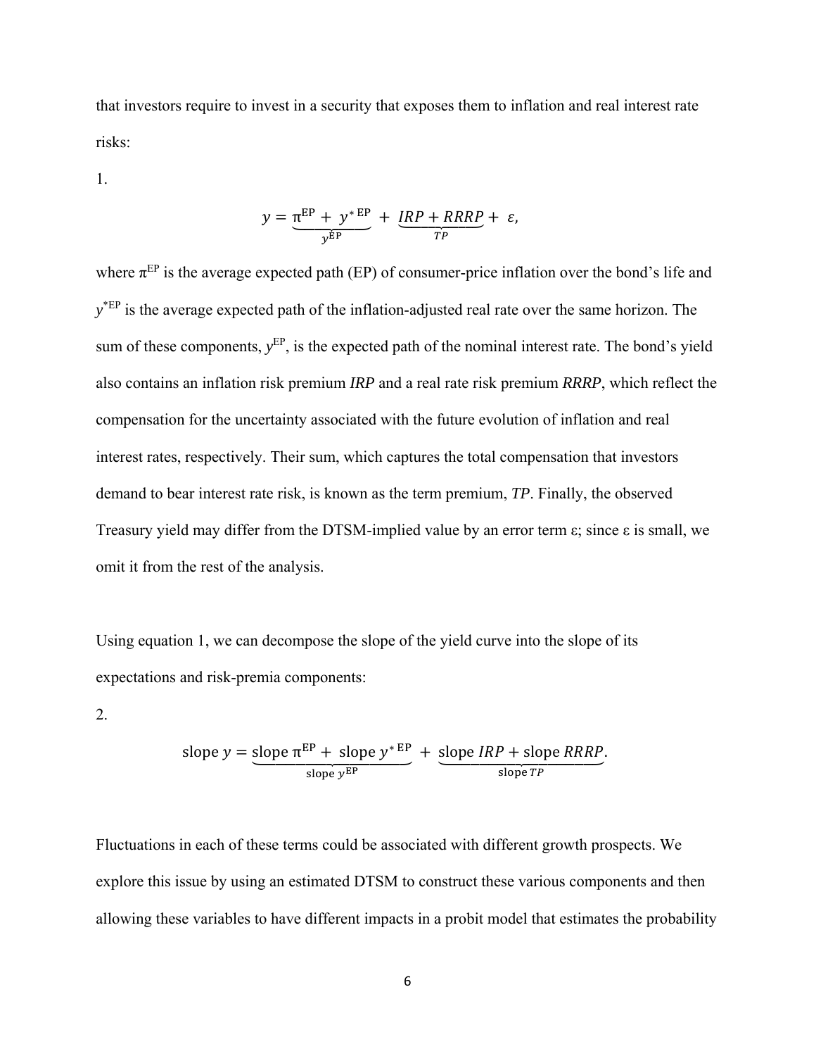that investors require to invest in a security that exposes them to inflation and real interest rate risks:

1.

$$y = \underbrace{\pi^{\text{EP}} + y^{*\,\text{EP}}}_{y^{\text{EP}}} + \underbrace{IRP + RRRP}_{TP} + \varepsilon,$$

where $\pi^{\text{EP}}$ is the average expected path (EP) of consumer-price inflation over the bond's life and $y^{*\text{EP}}$ is the average expected path of the inflation-adjusted real rate over the same horizon. The sum of these components, $y^{\text{EP}}$, is the expected path of the nominal interest rate. The bond's yield also contains an inflation risk premium *IRP* and a real rate risk premium *RRRP*, which reflect the compensation for the uncertainty associated with the future evolution of inflation and real interest rates, respectively. Their sum, which captures the total compensation that investors demand to bear interest rate risk, is known as the term premium, *TP*. Finally, the observed Treasury yield may differ from the DTSM-implied value by an error term $\varepsilon$; since $\varepsilon$ is small, we omit it from the rest of the analysis.

Using equation 1, we can decompose the slope of the yield curve into the slope of its expectations and risk-premia components:

2.

$$\text{slope } y = \underbrace{\text{slope } \pi^{\text{EP}} + \text{ slope } y^{*\,\text{EP}}}_{\text{slope } y^{\text{EP}}} + \underbrace{\text{slope } IRP + \text{slope } RRRP}_{\text{slope } TP}.$$

Fluctuations in each of these terms could be associated with different growth prospects. We explore this issue by using an estimated DTSM to construct these various components and then allowing these variables to have different impacts in a probit model that estimates the probability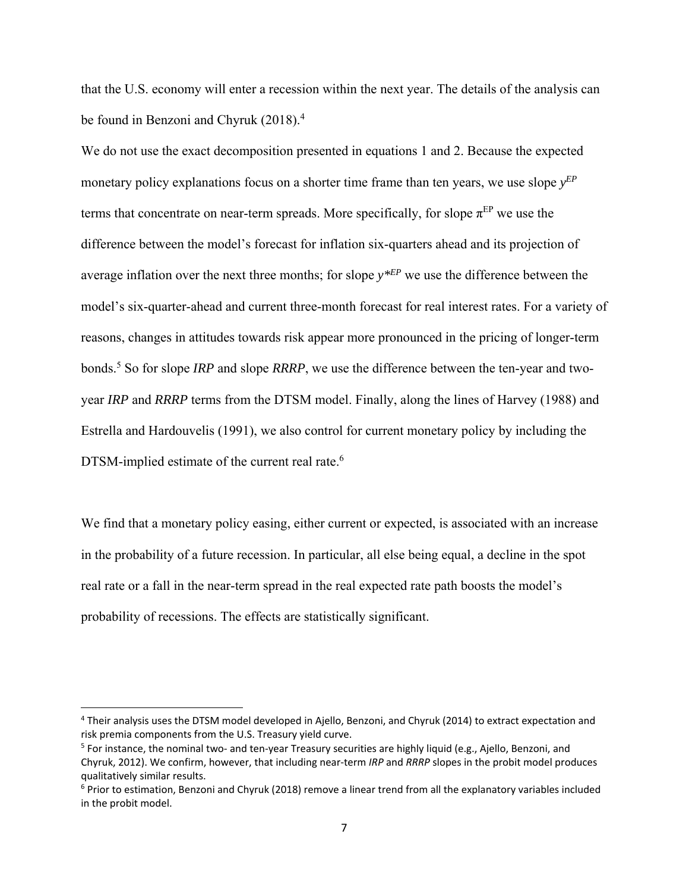that the U.S. economy will enter a recession within the next year. The details of the analysis can be found in Benzoni and Chyruk (2018).[4]

We do not use the exact decomposition presented in equations 1 and 2. Because the expected monetary policy explanations focus on a shorter time frame than ten years, we use slope $y^{EP}$ terms that concentrate on near-term spreads. More specifically, for slope $\pi^{EP}$ we use the difference between the model's forecast for inflation six-quarters ahead and its projection of average inflation over the next three months; for slope $y^{*EP}$ we use the difference between the model's six-quarter-ahead and current three-month forecast for real interest rates. For a variety of reasons, changes in attitudes towards risk appear more pronounced in the pricing of longer-term bonds.[5] So for slope *IRP* and slope *RRRP*, we use the difference between the ten-year and two-year *IRP* and *RRRP* terms from the DTSM model. Finally, along the lines of Harvey (1988) and Estrella and Hardouvelis (1991), we also control for current monetary policy by including the DTSM-implied estimate of the current real rate.[6]

We find that a monetary policy easing, either current or expected, is associated with an increase in the probability of a future recession. In particular, all else being equal, a decline in the spot real rate or a fall in the near-term spread in the real expected rate path boosts the model's probability of recessions. The effects are statistically significant.

---

[4] Their analysis uses the DTSM model developed in Ajello, Benzoni, and Chyruk (2014) to extract expectation and risk premia components from the U.S. Treasury yield curve.

[5] For instance, the nominal two- and ten-year Treasury securities are highly liquid (e.g., Ajello, Benzoni, and Chyruk, 2012). We confirm, however, that including near-term *IRP* and *RRRP* slopes in the probit model produces qualitatively similar results.

[6] Prior to estimation, Benzoni and Chyruk (2018) remove a linear trend from all the explanatory variables included in the probit model.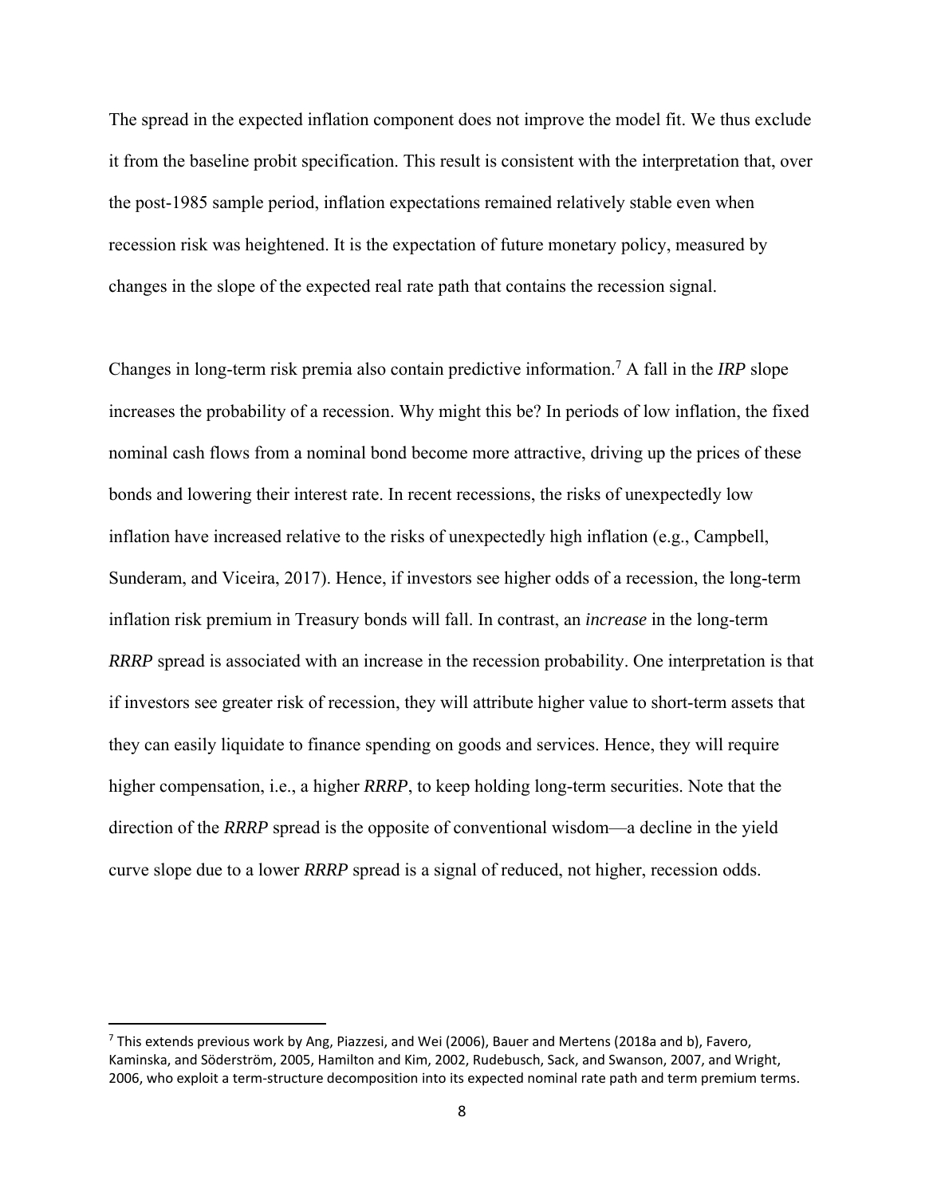The spread in the expected inflation component does not improve the model fit. We thus exclude it from the baseline probit specification. This result is consistent with the interpretation that, over the post-1985 sample period, inflation expectations remained relatively stable even when recession risk was heightened. It is the expectation of future monetary policy, measured by changes in the slope of the expected real rate path that contains the recession signal.

Changes in long-term risk premia also contain predictive information.[7] A fall in the *IRP* slope increases the probability of a recession. Why might this be? In periods of low inflation, the fixed nominal cash flows from a nominal bond become more attractive, driving up the prices of these bonds and lowering their interest rate. In recent recessions, the risks of unexpectedly low inflation have increased relative to the risks of unexpectedly high inflation (e.g., Campbell, Sunderam, and Viceira, 2017). Hence, if investors see higher odds of a recession, the long-term inflation risk premium in Treasury bonds will fall. In contrast, an *increase* in the long-term *RRRP* spread is associated with an increase in the recession probability. One interpretation is that if investors see greater risk of recession, they will attribute higher value to short-term assets that they can easily liquidate to finance spending on goods and services. Hence, they will require higher compensation, i.e., a higher *RRRP*, to keep holding long-term securities. Note that the direction of the *RRRP* spread is the opposite of conventional wisdom—a decline in the yield curve slope due to a lower *RRRP* spread is a signal of reduced, not higher, recession odds.

[7] This extends previous work by Ang, Piazzesi, and Wei (2006), Bauer and Mertens (2018a and b), Favero, Kaminska, and Söderström, 2005, Hamilton and Kim, 2002, Rudebusch, Sack, and Swanson, 2007, and Wright, 2006, who exploit a term-structure decomposition into its expected nominal rate path and term premium terms.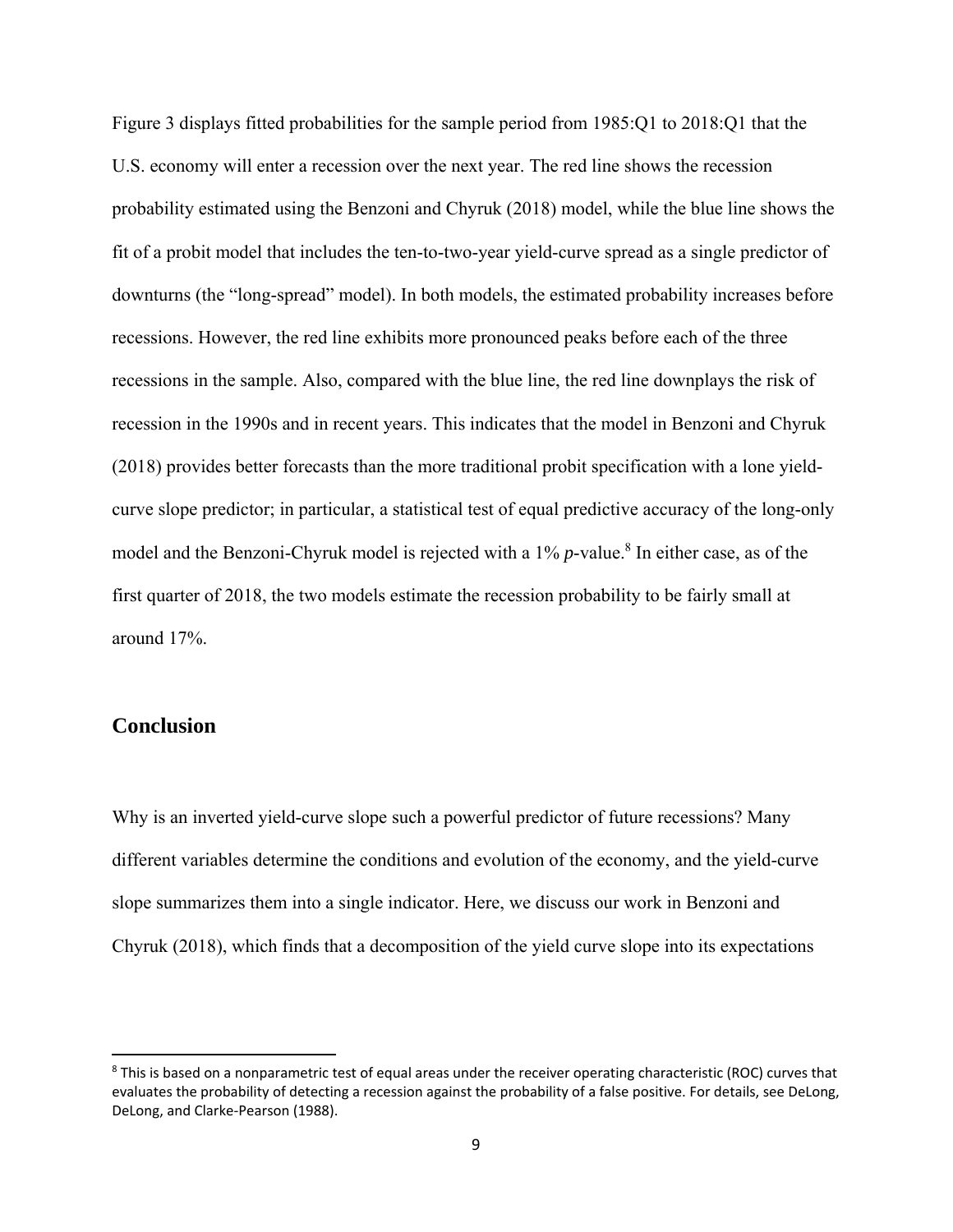Figure 3 displays fitted probabilities for the sample period from 1985:Q1 to 2018:Q1 that the U.S. economy will enter a recession over the next year. The red line shows the recession probability estimated using the Benzoni and Chyruk (2018) model, while the blue line shows the fit of a probit model that includes the ten-to-two-year yield-curve spread as a single predictor of downturns (the "long-spread" model). In both models, the estimated probability increases before recessions. However, the red line exhibits more pronounced peaks before each of the three recessions in the sample. Also, compared with the blue line, the red line downplays the risk of recession in the 1990s and in recent years. This indicates that the model in Benzoni and Chyruk (2018) provides better forecasts than the more traditional probit specification with a lone yield-curve slope predictor; in particular, a statistical test of equal predictive accuracy of the long-only model and the Benzoni-Chyruk model is rejected with a 1% *p*-value.[8] In either case, as of the first quarter of 2018, the two models estimate the recession probability to be fairly small at around 17%.

## Conclusion

Why is an inverted yield-curve slope such a powerful predictor of future recessions? Many different variables determine the conditions and evolution of the economy, and the yield-curve slope summarizes them into a single indicator. Here, we discuss our work in Benzoni and Chyruk (2018), which finds that a decomposition of the yield curve slope into its expectations

---

[8] This is based on a nonparametric test of equal areas under the receiver operating characteristic (ROC) curves that evaluates the probability of detecting a recession against the probability of a false positive. For details, see DeLong, DeLong, and Clarke-Pearson (1988).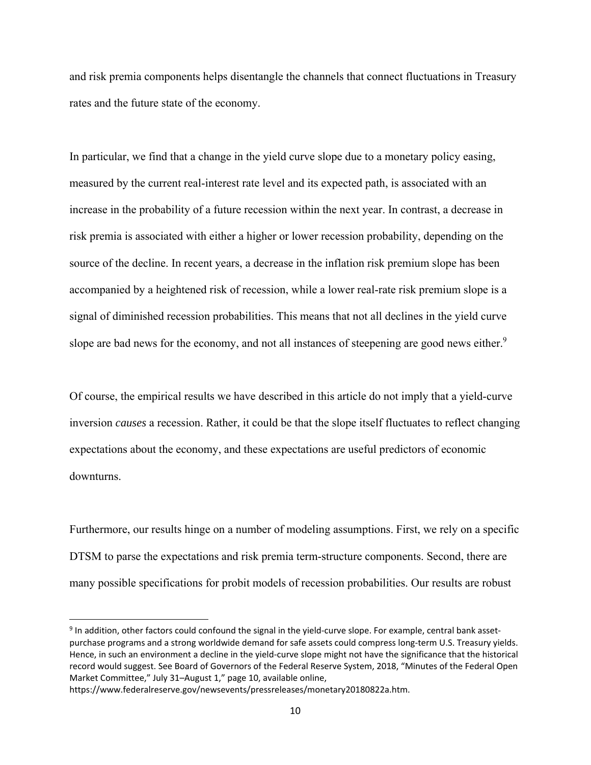and risk premia components helps disentangle the channels that connect fluctuations in Treasury rates and the future state of the economy.

In particular, we find that a change in the yield curve slope due to a monetary policy easing, measured by the current real-interest rate level and its expected path, is associated with an increase in the probability of a future recession within the next year. In contrast, a decrease in risk premia is associated with either a higher or lower recession probability, depending on the source of the decline. In recent years, a decrease in the inflation risk premium slope has been accompanied by a heightened risk of recession, while a lower real-rate risk premium slope is a signal of diminished recession probabilities. This means that not all declines in the yield curve slope are bad news for the economy, and not all instances of steepening are good news either.[9]

Of course, the empirical results we have described in this article do not imply that a yield-curve inversion *causes* a recession. Rather, it could be that the slope itself fluctuates to reflect changing expectations about the economy, and these expectations are useful predictors of economic downturns.

Furthermore, our results hinge on a number of modeling assumptions. First, we rely on a specific DTSM to parse the expectations and risk premia term-structure components. Second, there are many possible specifications for probit models of recession probabilities. Our results are robust

[9] In addition, other factors could confound the signal in the yield-curve slope. For example, central bank asset-purchase programs and a strong worldwide demand for safe assets could compress long-term U.S. Treasury yields. Hence, in such an environment a decline in the yield-curve slope might not have the significance that the historical record would suggest. See Board of Governors of the Federal Reserve System, 2018, "Minutes of the Federal Open Market Committee," July 31–August 1," page 10, available online, https://www.federalreserve.gov/newsevents/pressreleases/monetary20180822a.htm.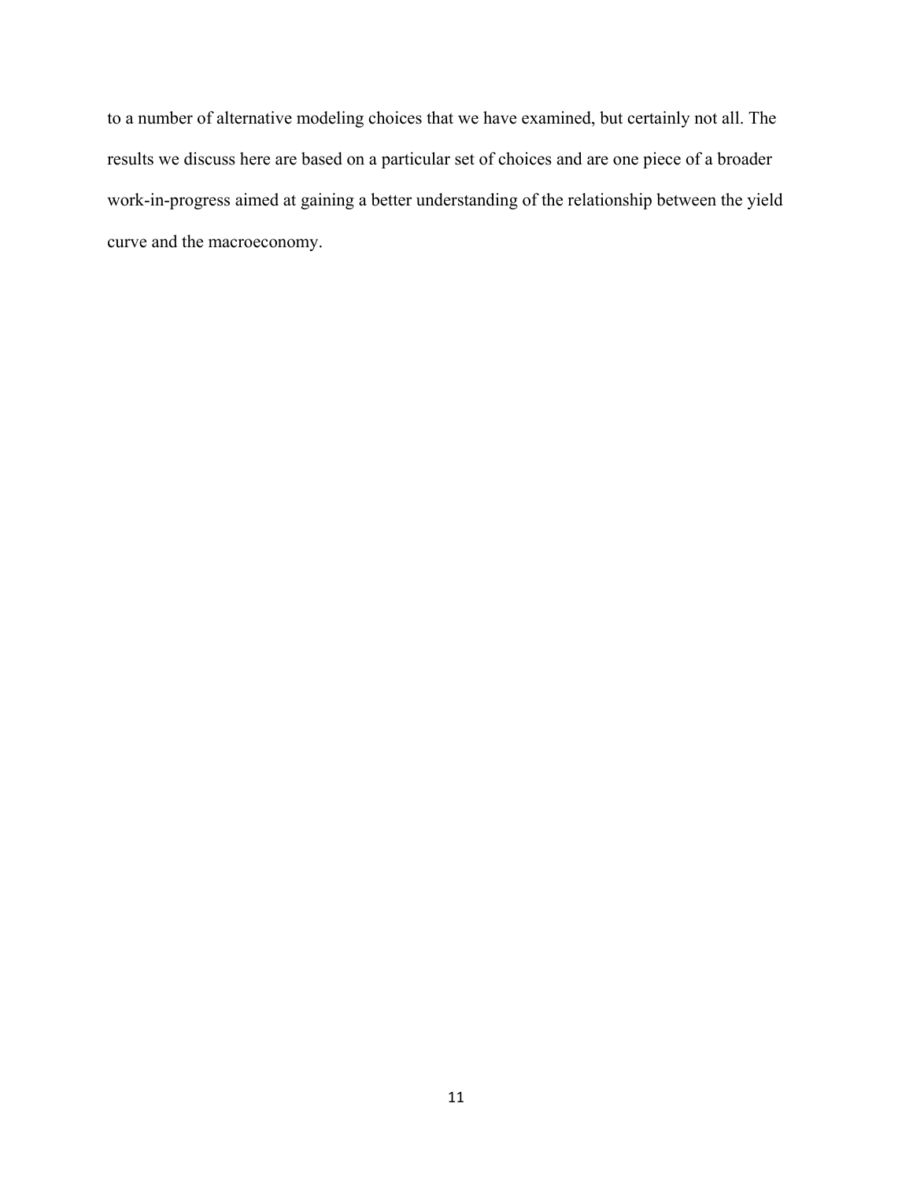to a number of alternative modeling choices that we have examined, but certainly not all. The results we discuss here are based on a particular set of choices and are one piece of a broader work-in-progress aimed at gaining a better understanding of the relationship between the yield curve and the macroeconomy.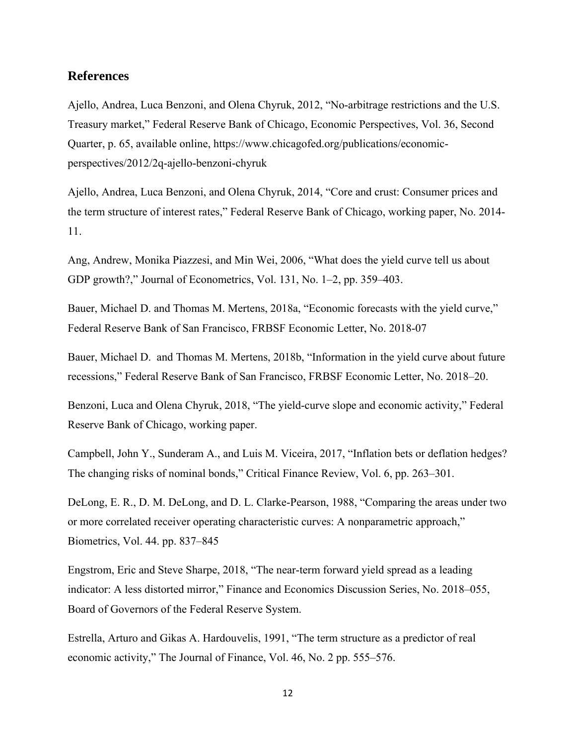## References

Ajello, Andrea, Luca Benzoni, and Olena Chyruk, 2012, "No-arbitrage restrictions and the U.S. Treasury market," Federal Reserve Bank of Chicago, Economic Perspectives, Vol. 36, Second Quarter, p. 65, available online, https://www.chicagofed.org/publications/economic-perspectives/2012/2q-ajello-benzoni-chyruk

Ajello, Andrea, Luca Benzoni, and Olena Chyruk, 2014, "Core and crust: Consumer prices and the term structure of interest rates," Federal Reserve Bank of Chicago, working paper, No. 2014-11.

Ang, Andrew, Monika Piazzesi, and Min Wei, 2006, "What does the yield curve tell us about GDP growth?," Journal of Econometrics, Vol. 131, No. 1–2, pp. 359–403.

Bauer, Michael D. and Thomas M. Mertens, 2018a, "Economic forecasts with the yield curve," Federal Reserve Bank of San Francisco, FRBSF Economic Letter, No. 2018-07

Bauer, Michael D. and Thomas M. Mertens, 2018b, "Information in the yield curve about future recessions," Federal Reserve Bank of San Francisco, FRBSF Economic Letter, No. 2018–20.

Benzoni, Luca and Olena Chyruk, 2018, "The yield-curve slope and economic activity," Federal Reserve Bank of Chicago, working paper.

Campbell, John Y., Sunderam A., and Luis M. Viceira, 2017, "Inflation bets or deflation hedges? The changing risks of nominal bonds," Critical Finance Review, Vol. 6, pp. 263–301.

DeLong, E. R., D. M. DeLong, and D. L. Clarke-Pearson, 1988, "Comparing the areas under two or more correlated receiver operating characteristic curves: A nonparametric approach," Biometrics, Vol. 44. pp. 837–845

Engstrom, Eric and Steve Sharpe, 2018, "The near-term forward yield spread as a leading indicator: A less distorted mirror," Finance and Economics Discussion Series, No. 2018–055, Board of Governors of the Federal Reserve System.

Estrella, Arturo and Gikas A. Hardouvelis, 1991, "The term structure as a predictor of real economic activity," The Journal of Finance, Vol. 46, No. 2 pp. 555–576.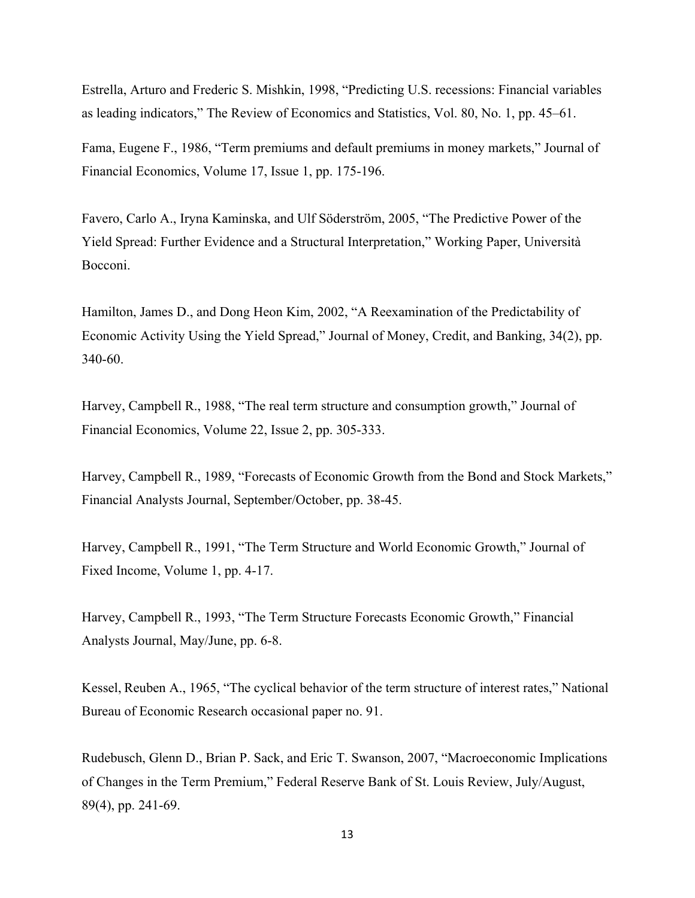Estrella, Arturo and Frederic S. Mishkin, 1998, "Predicting U.S. recessions: Financial variables as leading indicators," The Review of Economics and Statistics, Vol. 80, No. 1, pp. 45–61.

Fama, Eugene F., 1986, "Term premiums and default premiums in money markets," Journal of Financial Economics, Volume 17, Issue 1, pp. 175-196.

Favero, Carlo A., Iryna Kaminska, and Ulf Söderström, 2005, "The Predictive Power of the Yield Spread: Further Evidence and a Structural Interpretation," Working Paper, Università Bocconi.

Hamilton, James D., and Dong Heon Kim, 2002, "A Reexamination of the Predictability of Economic Activity Using the Yield Spread," Journal of Money, Credit, and Banking, 34(2), pp. 340-60.

Harvey, Campbell R., 1988, "The real term structure and consumption growth," Journal of Financial Economics, Volume 22, Issue 2, pp. 305-333.

Harvey, Campbell R., 1989, "Forecasts of Economic Growth from the Bond and Stock Markets," Financial Analysts Journal, September/October, pp. 38-45.

Harvey, Campbell R., 1991, "The Term Structure and World Economic Growth," Journal of Fixed Income, Volume 1, pp. 4-17.

Harvey, Campbell R., 1993, "The Term Structure Forecasts Economic Growth," Financial Analysts Journal, May/June, pp. 6-8.

Kessel, Reuben A., 1965, "The cyclical behavior of the term structure of interest rates," National Bureau of Economic Research occasional paper no. 91.

Rudebusch, Glenn D., Brian P. Sack, and Eric T. Swanson, 2007, "Macroeconomic Implications of Changes in the Term Premium," Federal Reserve Bank of St. Louis Review, July/August, 89(4), pp. 241-69.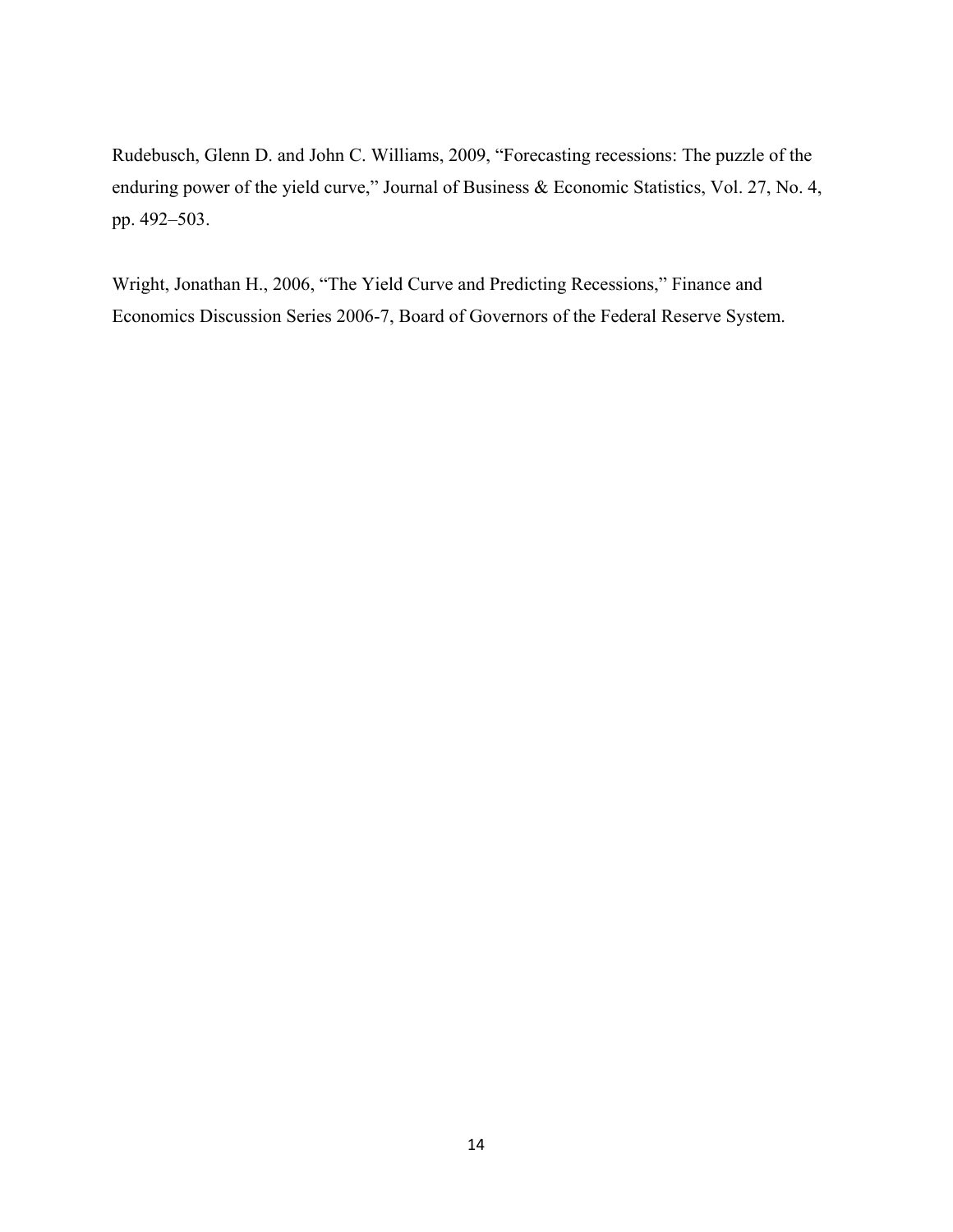Rudebusch, Glenn D. and John C. Williams, 2009, "Forecasting recessions: The puzzle of the enduring power of the yield curve," Journal of Business & Economic Statistics, Vol. 27, No. 4, pp. 492–503.

Wright, Jonathan H., 2006, "The Yield Curve and Predicting Recessions," Finance and Economics Discussion Series 2006-7, Board of Governors of the Federal Reserve System.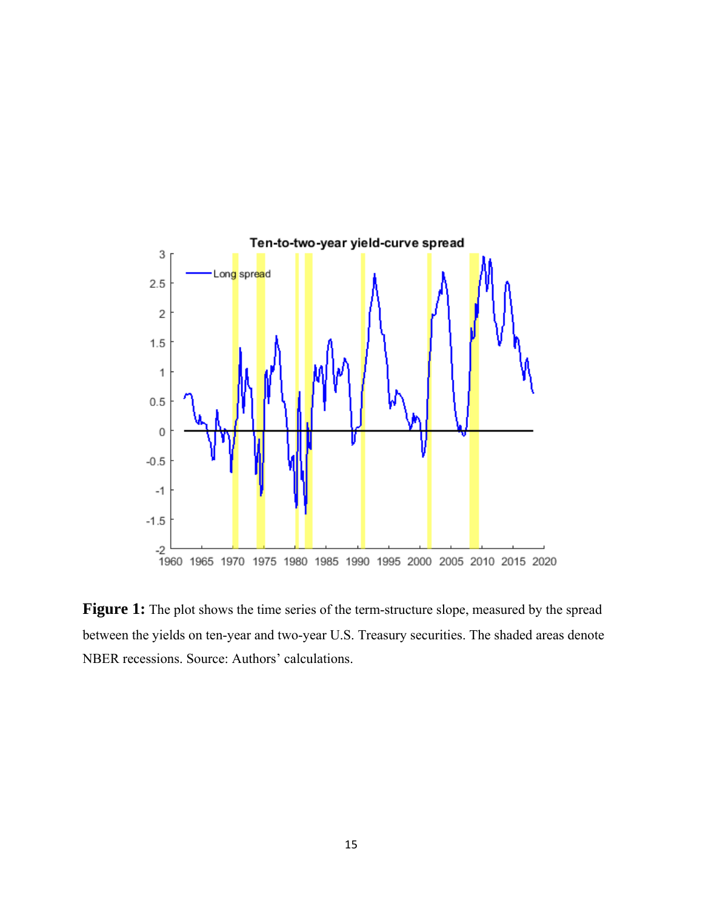**Figure 1:** The plot shows the time series of the term-structure slope, measured by the spread between the yields on ten-year and two-year U.S. Treasury securities. The shaded areas denote NBER recessions. Source: Authors' calculations.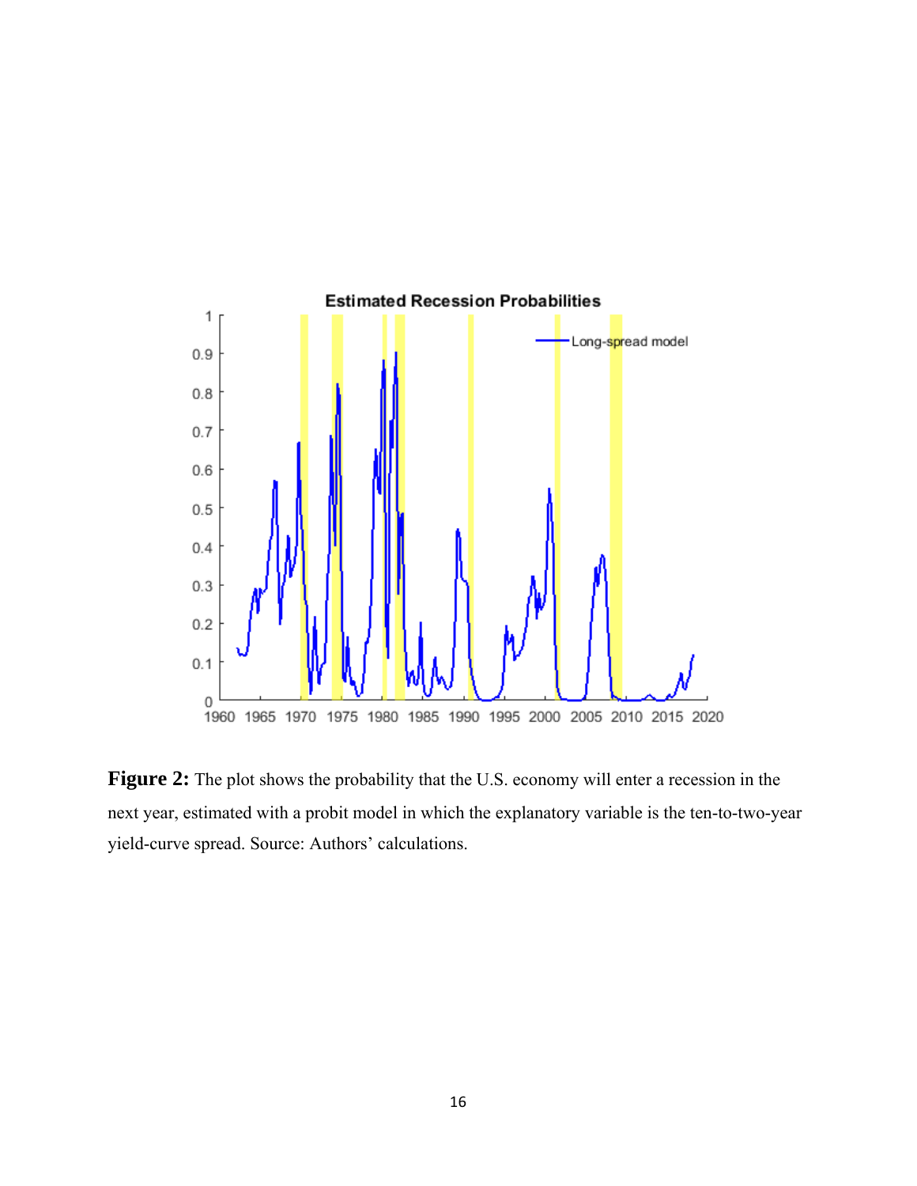**Figure 2:** The plot shows the probability that the U.S. economy will enter a recession in the next year, estimated with a probit model in which the explanatory variable is the ten-to-two-year yield-curve spread. Source: Authors' calculations.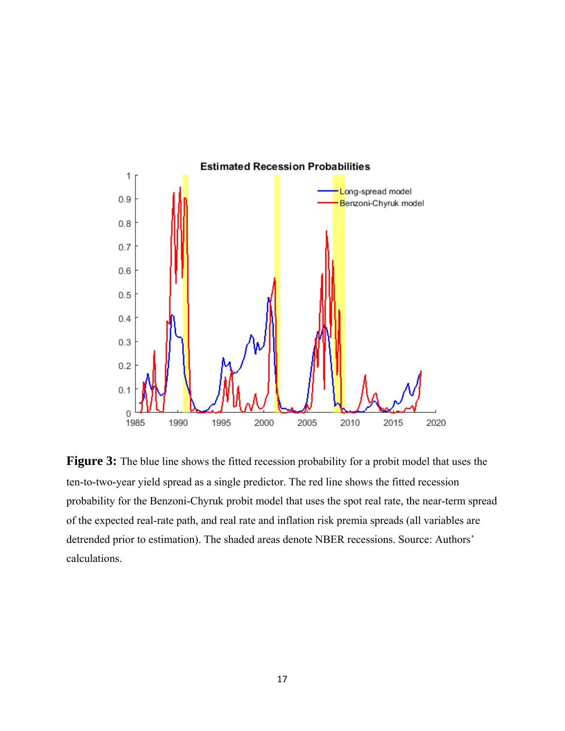Estimated Recession Probabilities

1
0.9
0.8
0.7
0.6
0.5
0.4
0.3
0.2
0.1
0

1985 1990 1995 2000 2005 2010 2015 2020

Long-spread model
Benzoni-Chyruk model

**Figure 3:** The blue line shows the fitted recession probability for a probit model that uses the ten-to-two-year yield spread as a single predictor. The red line shows the fitted recession probability for the Benzoni-Chyruk probit model that uses the spot real rate, the near-term spread of the expected real-rate path, and real rate and inflation risk premia spreads (all variables are detrended prior to estimation). The shaded areas denote NBER recessions. Source: Authors' calculations.